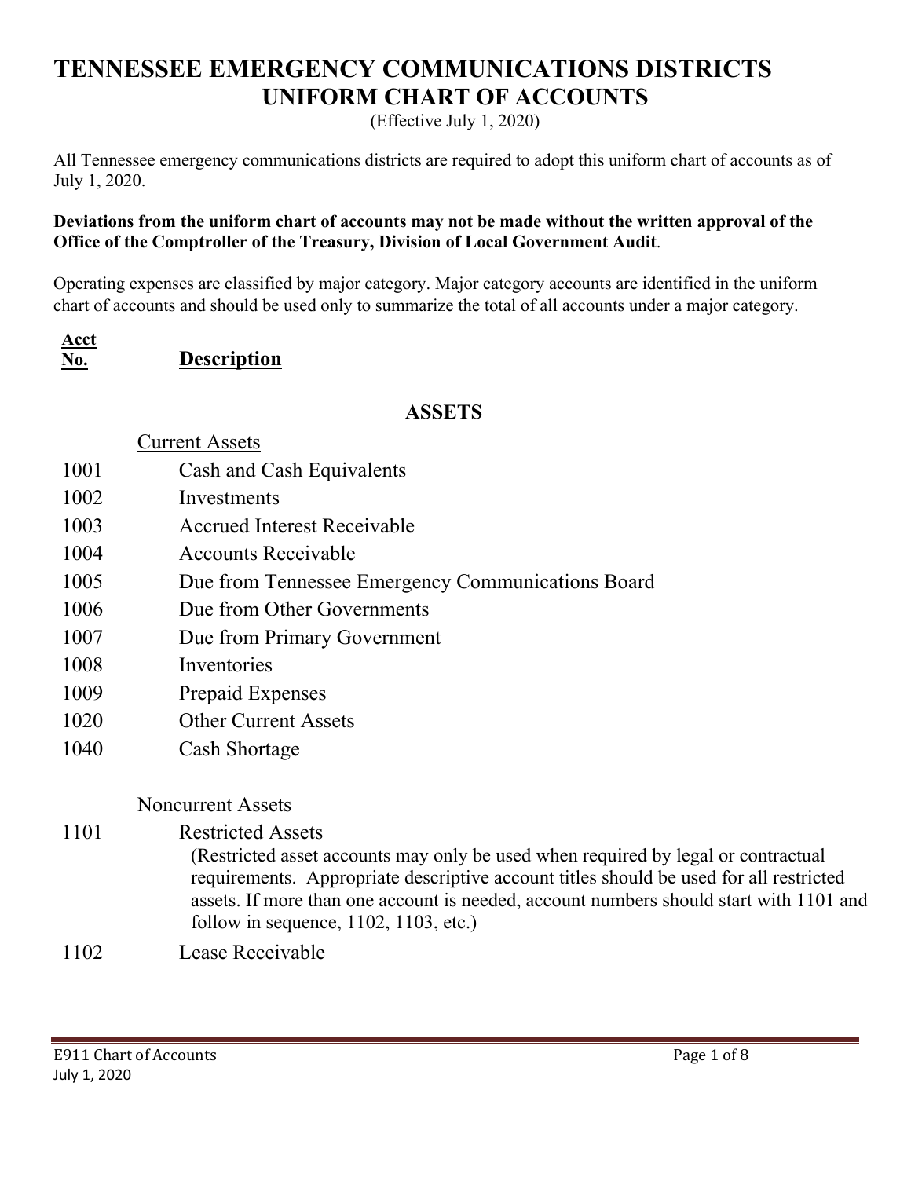# TENNESSEE EMERGENCY COMMUNICATIONS DISTRICTS
## UNIFORM CHART OF ACCOUNTS

(Effective July 1, 2020)

All Tennessee emergency communications districts are required to adopt this uniform chart of accounts as of July 1, 2020.

**Deviations from the uniform chart of accounts may not be made without the written approval of the Office of the Comptroller of the Treasury, Division of Local Government Audit**.

Operating expenses are classified by major category. Major category accounts are identified in the uniform chart of accounts and should be used only to summarize the total of all accounts under a major category.

| Acct No. | Description |
|---|---|
| | **ASSETS** |
| | Current Assets |
| 1001 | Cash and Cash Equivalents |
| 1002 | Investments |
| 1003 | Accrued Interest Receivable |
| 1004 | Accounts Receivable |
| 1005 | Due from Tennessee Emergency Communications Board |
| 1006 | Due from Other Governments |
| 1007 | Due from Primary Government |
| 1008 | Inventories |
| 1009 | Prepaid Expenses |
| 1020 | Other Current Assets |
| 1040 | Cash Shortage |
| | Noncurrent Assets |
| 1101 | Restricted Assets (Restricted asset accounts may only be used when required by legal or contractual requirements. Appropriate descriptive account titles should be used for all restricted assets. If more than one account is needed, account numbers should start with 1101 and follow in sequence, 1102, 1103, etc.) |
| 1102 | Lease Receivable |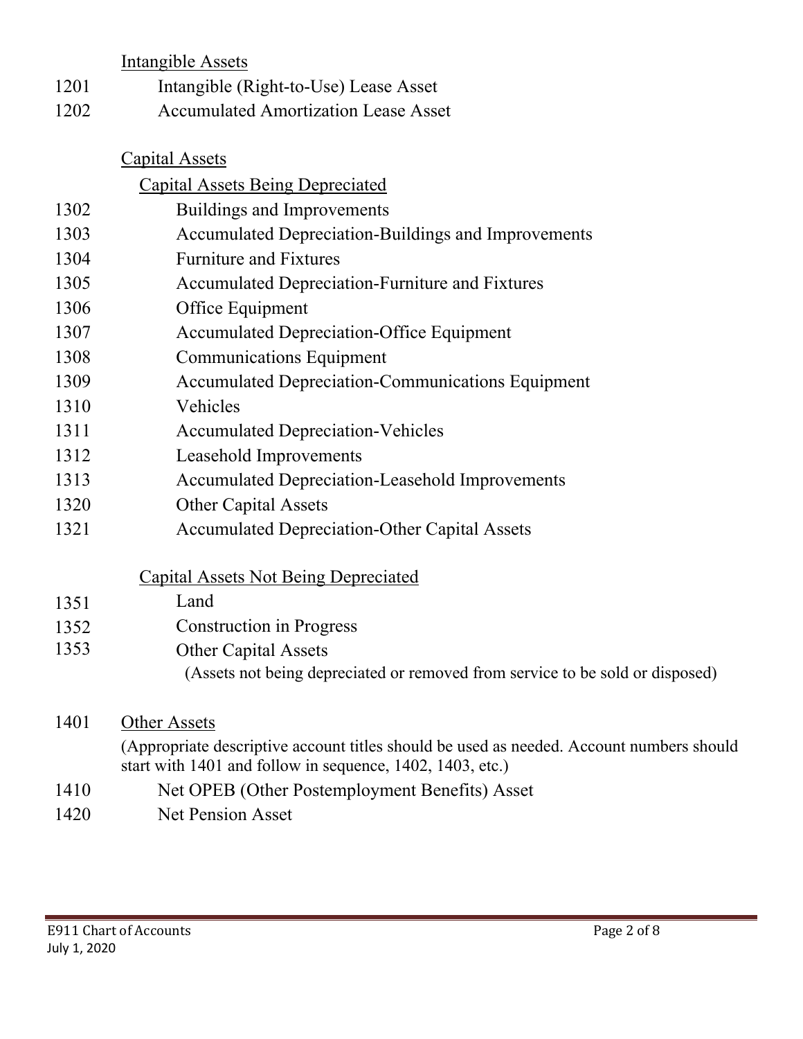Intangible Assets

| | |
|---|---|
| 1201 | Intangible (Right-to-Use) Lease Asset |
| 1202 | Accumulated Amortization Lease Asset |

Capital Assets

Capital Assets Being Depreciated

| | |
|---|---|
| 1302 | Buildings and Improvements |
| 1303 | Accumulated Depreciation-Buildings and Improvements |
| 1304 | Furniture and Fixtures |
| 1305 | Accumulated Depreciation-Furniture and Fixtures |
| 1306 | Office Equipment |
| 1307 | Accumulated Depreciation-Office Equipment |
| 1308 | Communications Equipment |
| 1309 | Accumulated Depreciation-Communications Equipment |
| 1310 | Vehicles |
| 1311 | Accumulated Depreciation-Vehicles |
| 1312 | Leasehold Improvements |
| 1313 | Accumulated Depreciation-Leasehold Improvements |
| 1320 | Other Capital Assets |
| 1321 | Accumulated Depreciation-Other Capital Assets |

Capital Assets Not Being Depreciated

| | |
|---|---|
| 1351 | Land |
| 1352 | Construction in Progress |
| 1353 | Other Capital Assets (Assets not being depreciated or removed from service to be sold or disposed) |

1401 Other Assets

(Appropriate descriptive account titles should be used as needed. Account numbers should start with 1401 and follow in sequence, 1402, 1403, etc.)

| | |
|---|---|
| 1410 | Net OPEB (Other Postemployment Benefits) Asset |
| 1420 | Net Pension Asset |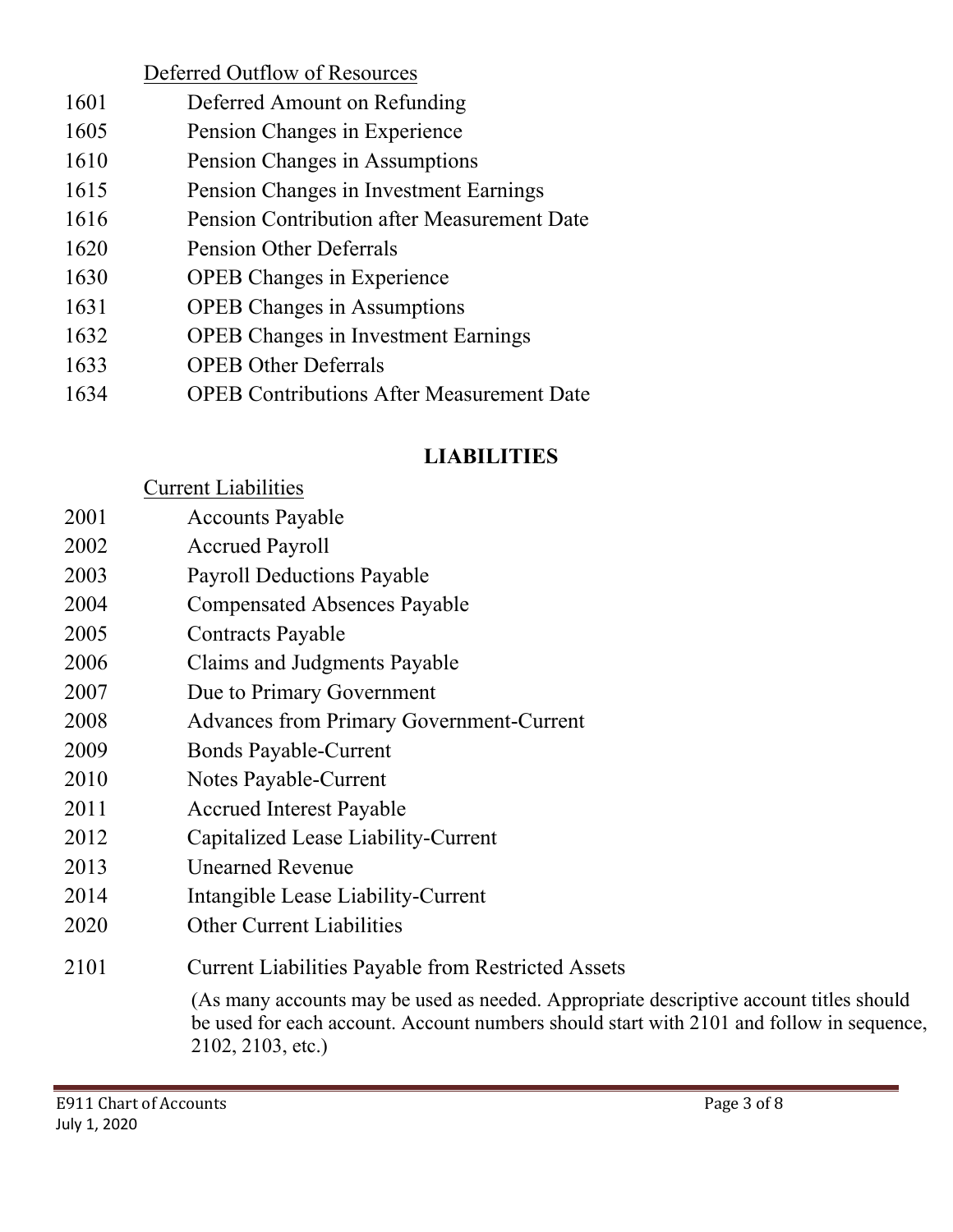Deferred Outflow of Resources

| | |
|---|---|
| 1601 | Deferred Amount on Refunding |
| 1605 | Pension Changes in Experience |
| 1610 | Pension Changes in Assumptions |
| 1615 | Pension Changes in Investment Earnings |
| 1616 | Pension Contribution after Measurement Date |
| 1620 | Pension Other Deferrals |
| 1630 | OPEB Changes in Experience |
| 1631 | OPEB Changes in Assumptions |
| 1632 | OPEB Changes in Investment Earnings |
| 1633 | OPEB Other Deferrals |
| 1634 | OPEB Contributions After Measurement Date |

## LIABILITIES

Current Liabilities

| | |
|---|---|
| 2001 | Accounts Payable |
| 2002 | Accrued Payroll |
| 2003 | Payroll Deductions Payable |
| 2004 | Compensated Absences Payable |
| 2005 | Contracts Payable |
| 2006 | Claims and Judgments Payable |
| 2007 | Due to Primary Government |
| 2008 | Advances from Primary Government-Current |
| 2009 | Bonds Payable-Current |
| 2010 | Notes Payable-Current |
| 2011 | Accrued Interest Payable |
| 2012 | Capitalized Lease Liability-Current |
| 2013 | Unearned Revenue |
| 2014 | Intangible Lease Liability-Current |
| 2020 | Other Current Liabilities |
| 2101 | Current Liabilities Payable from Restricted Assets |

(As many accounts may be used as needed. Appropriate descriptive account titles should be used for each account. Account numbers should start with 2101 and follow in sequence, 2102, 2103, etc.)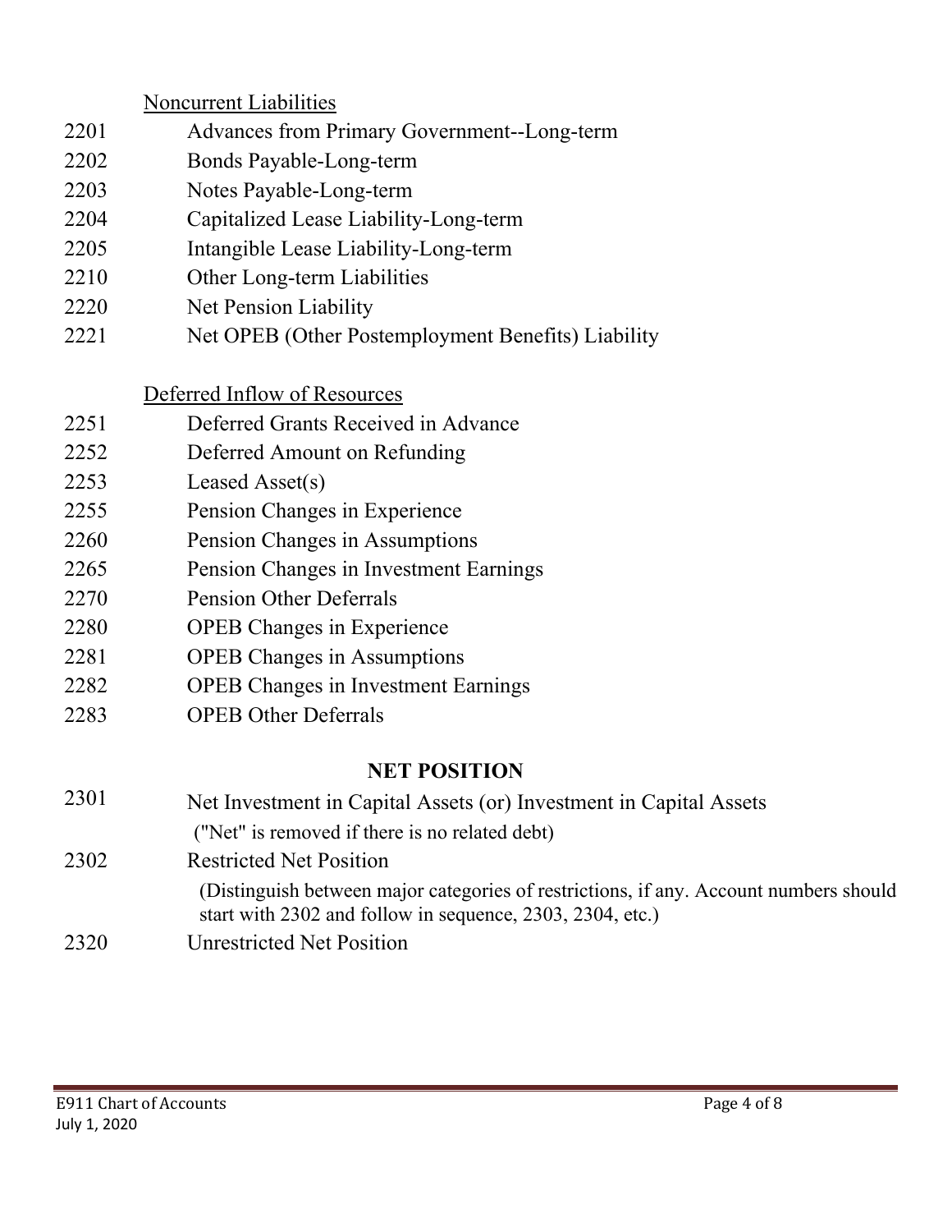Noncurrent Liabilities

| | |
|---|---|
| 2201 | Advances from Primary Government--Long-term |
| 2202 | Bonds Payable-Long-term |
| 2203 | Notes Payable-Long-term |
| 2204 | Capitalized Lease Liability-Long-term |
| 2205 | Intangible Lease Liability-Long-term |
| 2210 | Other Long-term Liabilities |
| 2220 | Net Pension Liability |
| 2221 | Net OPEB (Other Postemployment Benefits) Liability |

Deferred Inflow of Resources

| | |
|---|---|
| 2251 | Deferred Grants Received in Advance |
| 2252 | Deferred Amount on Refunding |
| 2253 | Leased Asset(s) |
| 2255 | Pension Changes in Experience |
| 2260 | Pension Changes in Assumptions |
| 2265 | Pension Changes in Investment Earnings |
| 2270 | Pension Other Deferrals |
| 2280 | OPEB Changes in Experience |
| 2281 | OPEB Changes in Assumptions |
| 2282 | OPEB Changes in Investment Earnings |
| 2283 | OPEB Other Deferrals |

## NET POSITION

| | |
|---|---|
| 2301 | Net Investment in Capital Assets (or) Investment in Capital Assets ("Net" is removed if there is no related debt) |
| 2302 | Restricted Net Position (Distinguish between major categories of restrictions, if any. Account numbers should start with 2302 and follow in sequence, 2303, 2304, etc.) |
| 2320 | Unrestricted Net Position |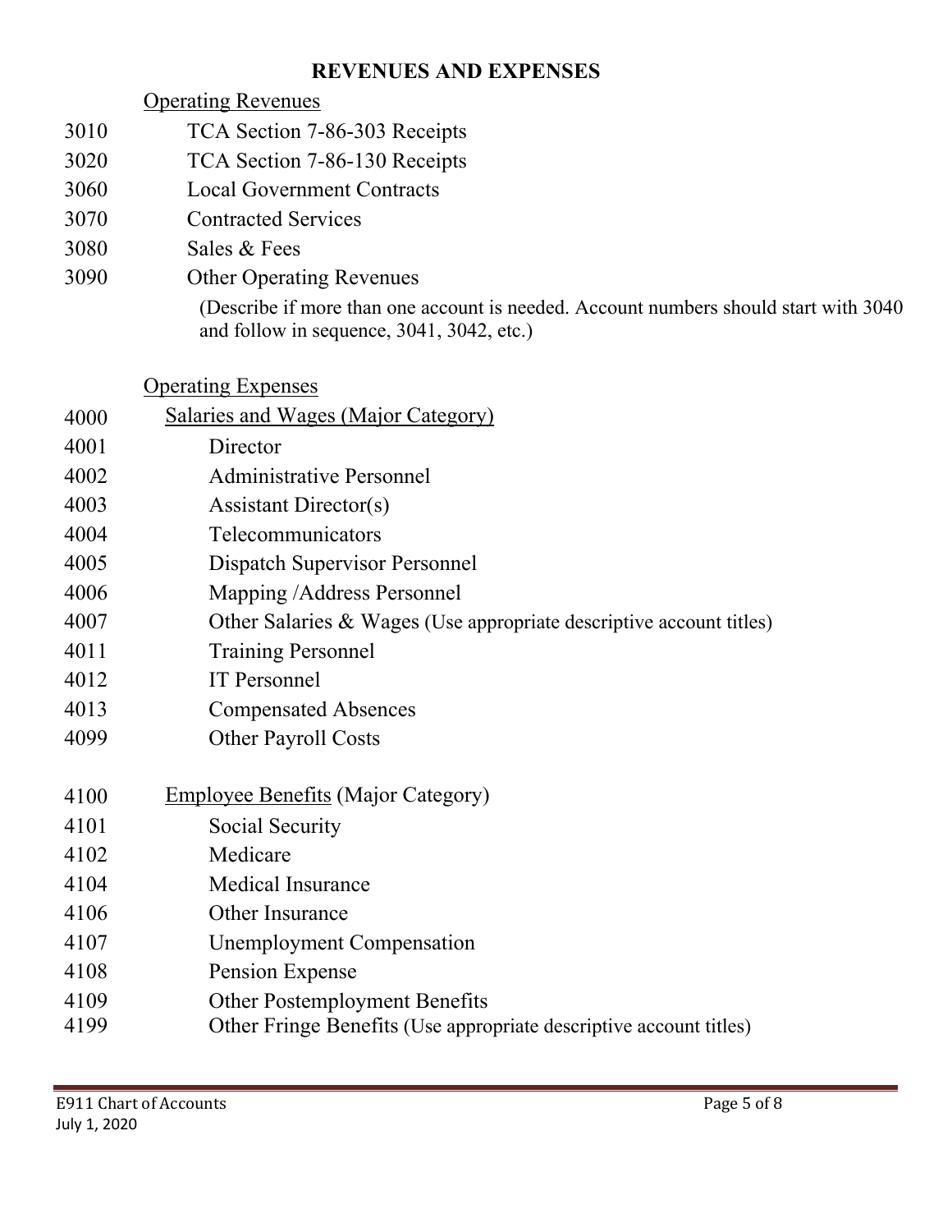## REVENUES AND EXPENSES

<u>Operating Revenues</u>

| | |
|---|---|
| 3010 | TCA Section 7-86-303 Receipts |
| 3020 | TCA Section 7-86-130 Receipts |
| 3060 | Local Government Contracts |
| 3070 | Contracted Services |
| 3080 | Sales & Fees |
| 3090 | Other Operating Revenues |
| | (Describe if more than one account is needed. Account numbers should start with 3040 and follow in sequence, 3041, 3042, etc.) |

<u>Operating Expenses</u>

| | |
|---|---|
| 4000 | <u>Salaries and Wages (Major Category)</u> |
| 4001 | Director |
| 4002 | Administrative Personnel |
| 4003 | Assistant Director(s) |
| 4004 | Telecommunicators |
| 4005 | Dispatch Supervisor Personnel |
| 4006 | Mapping /Address Personnel |
| 4007 | Other Salaries & Wages (Use appropriate descriptive account titles) |
| 4011 | Training Personnel |
| 4012 | IT Personnel |
| 4013 | Compensated Absences |
| 4099 | Other Payroll Costs |

| | |
|---|---|
| 4100 | <u>Employee Benefits</u> (Major Category) |
| 4101 | Social Security |
| 4102 | Medicare |
| 4104 | Medical Insurance |
| 4106 | Other Insurance |
| 4107 | Unemployment Compensation |
| 4108 | Pension Expense |
| 4109 | Other Postemployment Benefits |
| 4199 | Other Fringe Benefits (Use appropriate descriptive account titles) |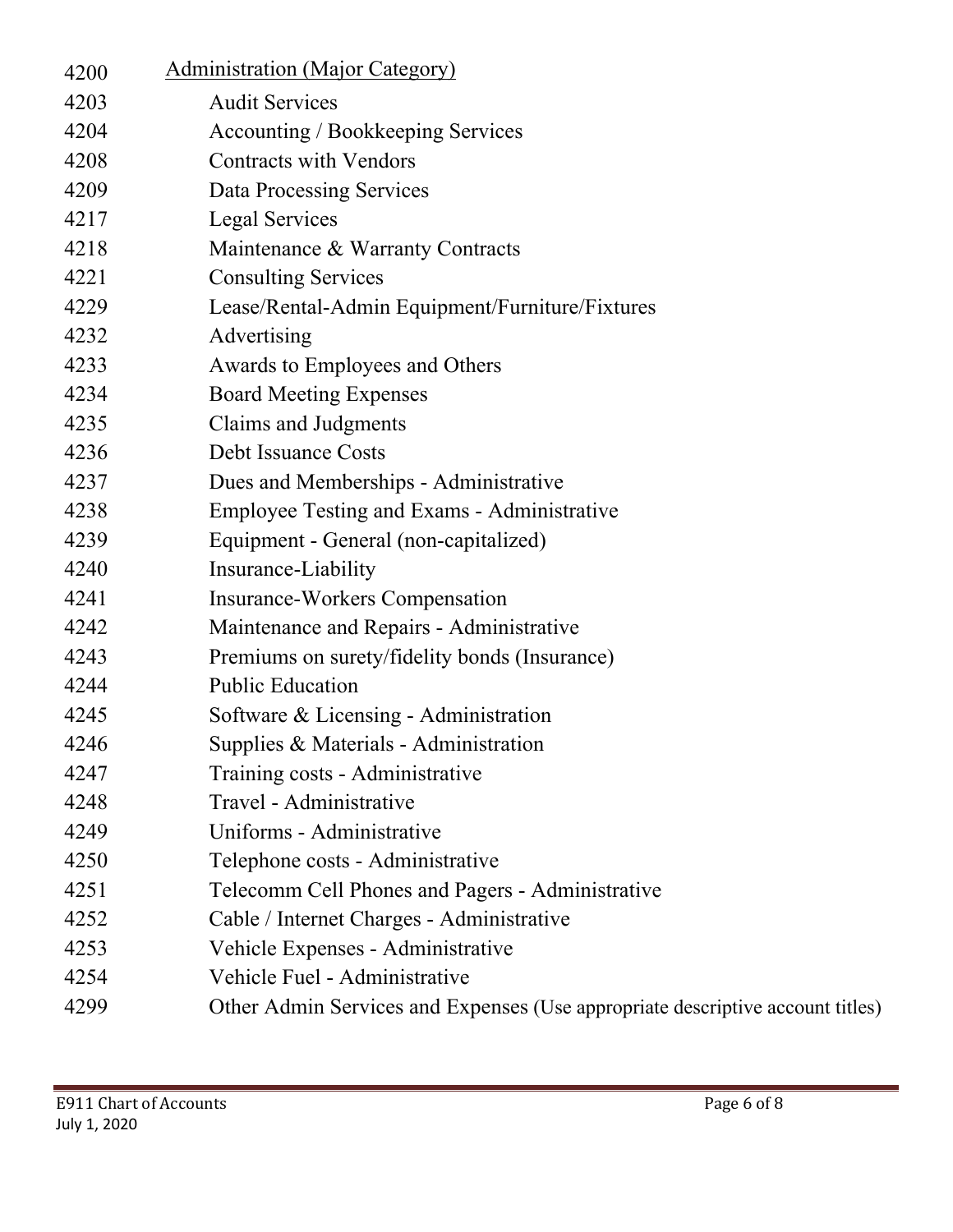| | |
|---|---|
| 4200 | <u>Administration (Major Category)</u> |
| 4203 | Audit Services |
| 4204 | Accounting / Bookkeeping Services |
| 4208 | Contracts with Vendors |
| 4209 | Data Processing Services |
| 4217 | Legal Services |
| 4218 | Maintenance & Warranty Contracts |
| 4221 | Consulting Services |
| 4229 | Lease/Rental-Admin Equipment/Furniture/Fixtures |
| 4232 | Advertising |
| 4233 | Awards to Employees and Others |
| 4234 | Board Meeting Expenses |
| 4235 | Claims and Judgments |
| 4236 | Debt Issuance Costs |
| 4237 | Dues and Memberships - Administrative |
| 4238 | Employee Testing and Exams - Administrative |
| 4239 | Equipment - General (non-capitalized) |
| 4240 | Insurance-Liability |
| 4241 | Insurance-Workers Compensation |
| 4242 | Maintenance and Repairs - Administrative |
| 4243 | Premiums on surety/fidelity bonds (Insurance) |
| 4244 | Public Education |
| 4245 | Software & Licensing - Administration |
| 4246 | Supplies & Materials - Administration |
| 4247 | Training costs - Administrative |
| 4248 | Travel - Administrative |
| 4249 | Uniforms - Administrative |
| 4250 | Telephone costs - Administrative |
| 4251 | Telecomm Cell Phones and Pagers - Administrative |
| 4252 | Cable / Internet Charges - Administrative |
| 4253 | Vehicle Expenses - Administrative |
| 4254 | Vehicle Fuel - Administrative |
| 4299 | Other Admin Services and Expenses (Use appropriate descriptive account titles) |

E911 Chart of Accounts
July 1, 2020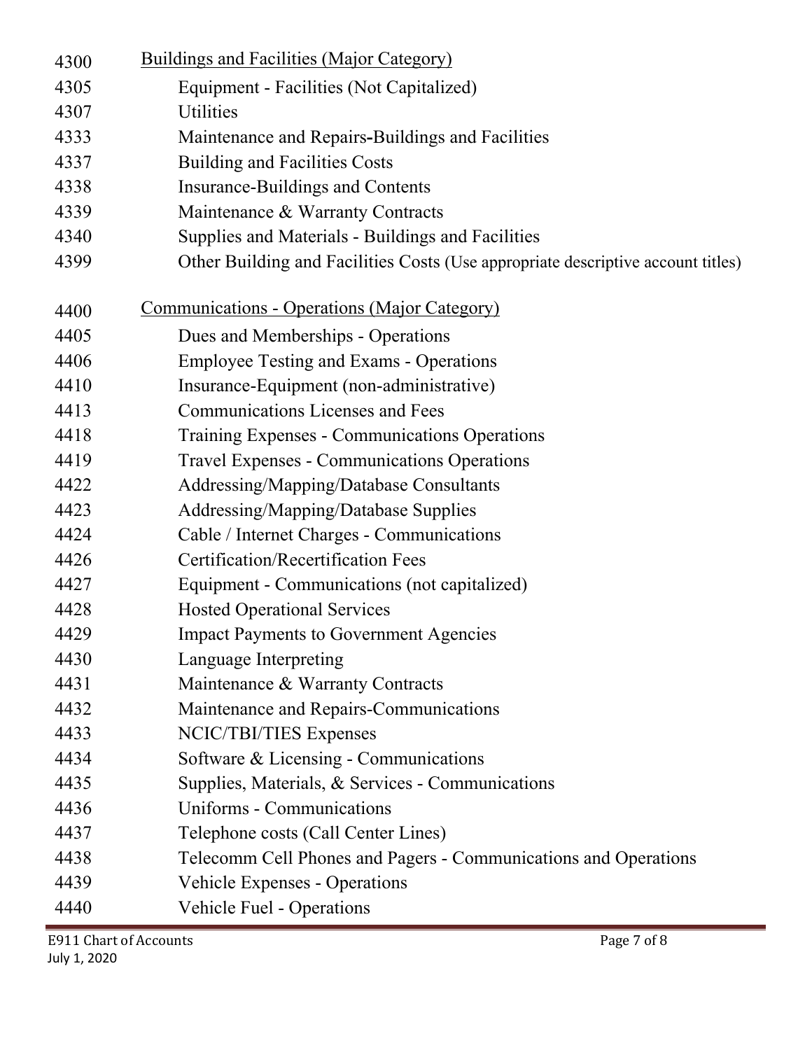| | |
|---|---|
| 4300 | <u>Buildings and Facilities (Major Category)</u> |
| 4305 | Equipment - Facilities (Not Capitalized) |
| 4307 | Utilities |
| 4333 | Maintenance and Repairs-Buildings and Facilities |
| 4337 | Building and Facilities Costs |
| 4338 | Insurance-Buildings and Contents |
| 4339 | Maintenance & Warranty Contracts |
| 4340 | Supplies and Materials - Buildings and Facilities |
| 4399 | Other Building and Facilities Costs (Use appropriate descriptive account titles) |
| | |
| 4400 | <u>Communications - Operations (Major Category)</u> |
| 4405 | Dues and Memberships - Operations |
| 4406 | Employee Testing and Exams - Operations |
| 4410 | Insurance-Equipment (non-administrative) |
| 4413 | Communications Licenses and Fees |
| 4418 | Training Expenses - Communications Operations |
| 4419 | Travel Expenses - Communications Operations |
| 4422 | Addressing/Mapping/Database Consultants |
| 4423 | Addressing/Mapping/Database Supplies |
| 4424 | Cable / Internet Charges - Communications |
| 4426 | Certification/Recertification Fees |
| 4427 | Equipment - Communications (not capitalized) |
| 4428 | Hosted Operational Services |
| 4429 | Impact Payments to Government Agencies |
| 4430 | Language Interpreting |
| 4431 | Maintenance & Warranty Contracts |
| 4432 | Maintenance and Repairs-Communications |
| 4433 | NCIC/TBI/TIES Expenses |
| 4434 | Software & Licensing - Communications |
| 4435 | Supplies, Materials, & Services - Communications |
| 4436 | Uniforms - Communications |
| 4437 | Telephone costs (Call Center Lines) |
| 4438 | Telecomm Cell Phones and Pagers - Communications and Operations |
| 4439 | Vehicle Expenses - Operations |
| 4440 | Vehicle Fuel - Operations |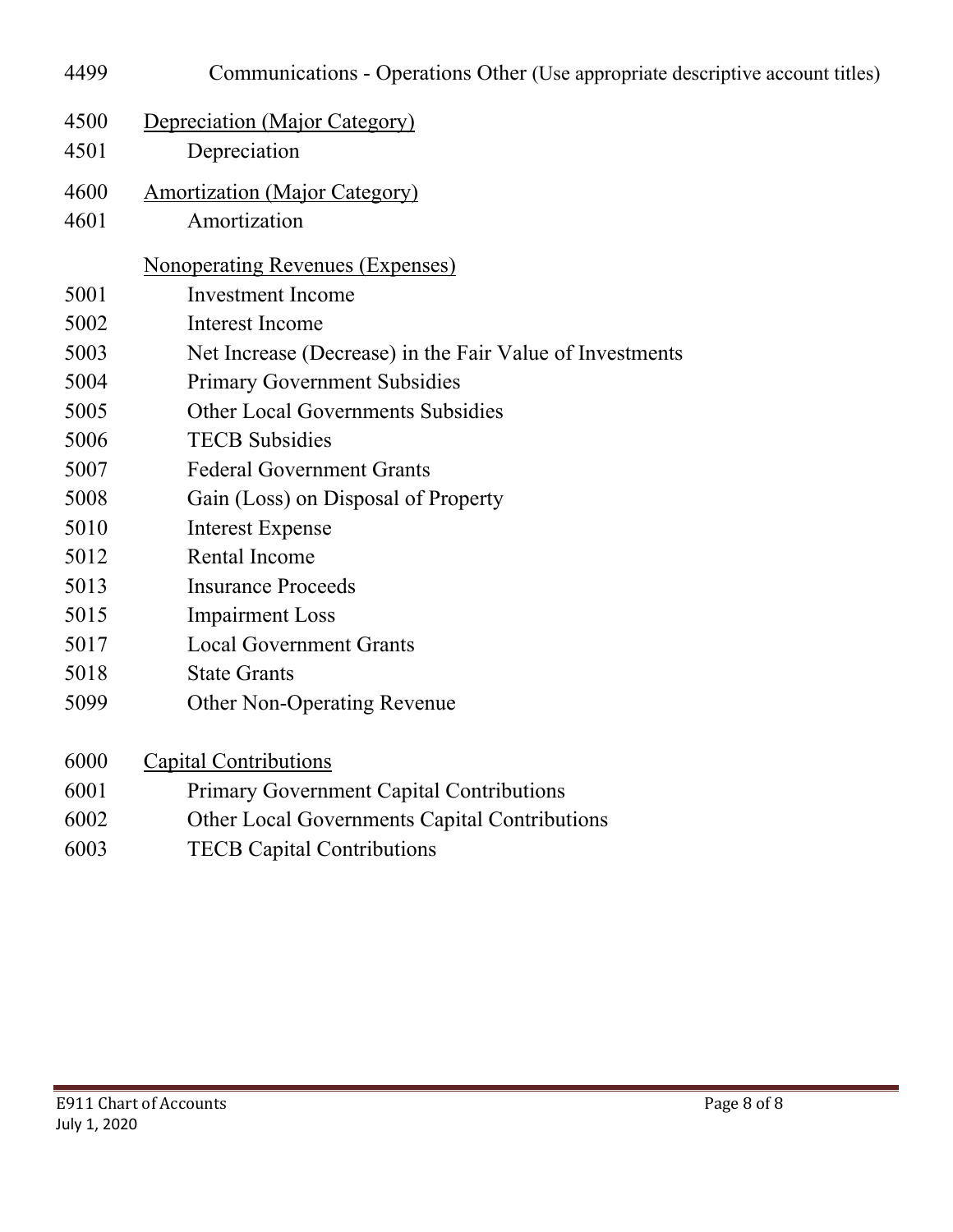4499 Communications - Operations Other (Use appropriate descriptive account titles)

4500 <u>Depreciation (Major Category)</u>

4501 Depreciation

4600 <u>Amortization (Major Category)</u>

4601 Amortization

<u>Nonoperating Revenues (Expenses)</u>

5001 Investment Income

5002 Interest Income

5003 Net Increase (Decrease) in the Fair Value of Investments

5004 Primary Government Subsidies

5005 Other Local Governments Subsidies

5006 TECB Subsidies

5007 Federal Government Grants

5008 Gain (Loss) on Disposal of Property

5010 Interest Expense

5012 Rental Income

5013 Insurance Proceeds

5015 Impairment Loss

5017 Local Government Grants

5018 State Grants

5099 Other Non-Operating Revenue

6000 <u>Capital Contributions</u>

6001 Primary Government Capital Contributions

6002 Other Local Governments Capital Contributions

6003 TECB Capital Contributions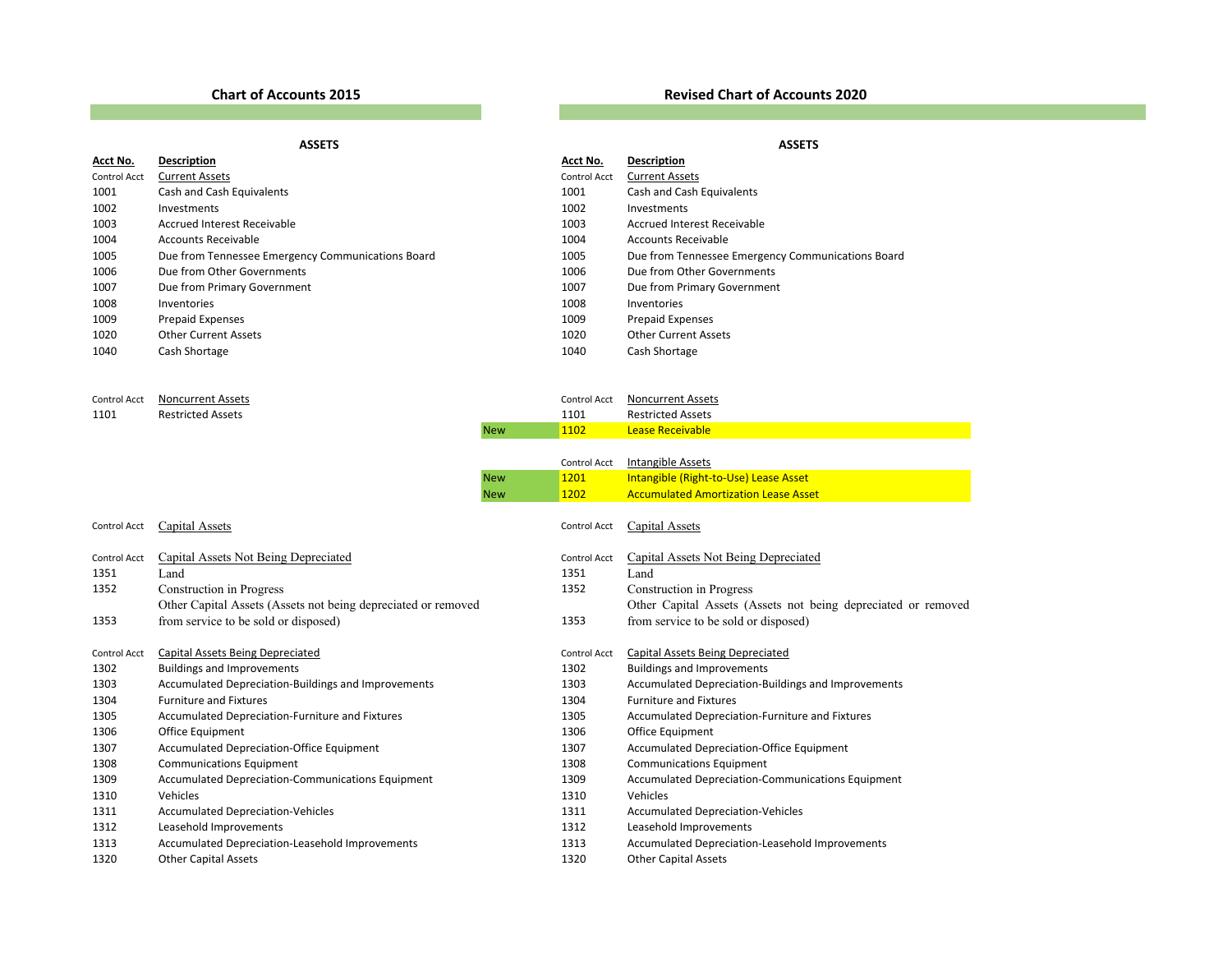| Chart of Accounts 2015 | | | Revised Chart of Accounts 2020 | |
|---|---|---|---|---|
| **ASSETS** | | | **ASSETS** | |
| **Acct No.** | **Description** | | **Acct No.** | **Description** |
| Control Acct | Current Assets | | Control Acct | Current Assets |
| 1001 | Cash and Cash Equivalents | | 1001 | Cash and Cash Equivalents |
| 1002 | Investments | | 1002 | Investments |
| 1003 | Accrued Interest Receivable | | 1003 | Accrued Interest Receivable |
| 1004 | Accounts Receivable | | 1004 | Accounts Receivable |
| 1005 | Due from Tennessee Emergency Communications Board | | 1005 | Due from Tennessee Emergency Communications Board |
| 1006 | Due from Other Governments | | 1006 | Due from Other Governments |
| 1007 | Due from Primary Government | | 1007 | Due from Primary Government |
| 1008 | Inventories | | 1008 | Inventories |
| 1009 | Prepaid Expenses | | 1009 | Prepaid Expenses |
| 1020 | Other Current Assets | | 1020 | Other Current Assets |
| 1040 | Cash Shortage | | 1040 | Cash Shortage |
| | | | | |
| Control Acct | Noncurrent Assets | | Control Acct | Noncurrent Assets |
| 1101 | Restricted Assets | | 1101 | Restricted Assets |
| | | New | 1102 | Lease Receivable |
| | | | | |
| | | | Control Acct | Intangible Assets |
| | | New | 1201 | Intangible (Right-to-Use) Lease Asset |
| | | New | 1202 | Accumulated Amortization Lease Asset |
| | | | | |
| Control Acct | Capital Assets | | Control Acct | Capital Assets |
| | | | | |
| Control Acct | Capital Assets Not Being Depreciated | | Control Acct | Capital Assets Not Being Depreciated |
| 1351 | Land | | 1351 | Land |
| 1352 | Construction in Progress | | 1352 | Construction in Progress |
| 1353 | Other Capital Assets (Assets not being depreciated or removed from service to be sold or disposed) | | 1353 | Other Capital Assets (Assets not being depreciated or removed from service to be sold or disposed) |
| | | | | |
| Control Acct | Capital Assets Being Depreciated | | Control Acct | Capital Assets Being Depreciated |
| 1302 | Buildings and Improvements | | 1302 | Buildings and Improvements |
| 1303 | Accumulated Depreciation-Buildings and Improvements | | 1303 | Accumulated Depreciation-Buildings and Improvements |
| 1304 | Furniture and Fixtures | | 1304 | Furniture and Fixtures |
| 1305 | Accumulated Depreciation-Furniture and Fixtures | | 1305 | Accumulated Depreciation-Furniture and Fixtures |
| 1306 | Office Equipment | | 1306 | Office Equipment |
| 1307 | Accumulated Depreciation-Office Equipment | | 1307 | Accumulated Depreciation-Office Equipment |
| 1308 | Communications Equipment | | 1308 | Communications Equipment |
| 1309 | Accumulated Depreciation-Communications Equipment | | 1309 | Accumulated Depreciation-Communications Equipment |
| 1310 | Vehicles | | 1310 | Vehicles |
| 1311 | Accumulated Depreciation-Vehicles | | 1311 | Accumulated Depreciation-Vehicles |
| 1312 | Leasehold Improvements | | 1312 | Leasehold Improvements |
| 1313 | Accumulated Depreciation-Leasehold Improvements | | 1313 | Accumulated Depreciation-Leasehold Improvements |
| 1320 | Other Capital Assets | | 1320 | Other Capital Assets |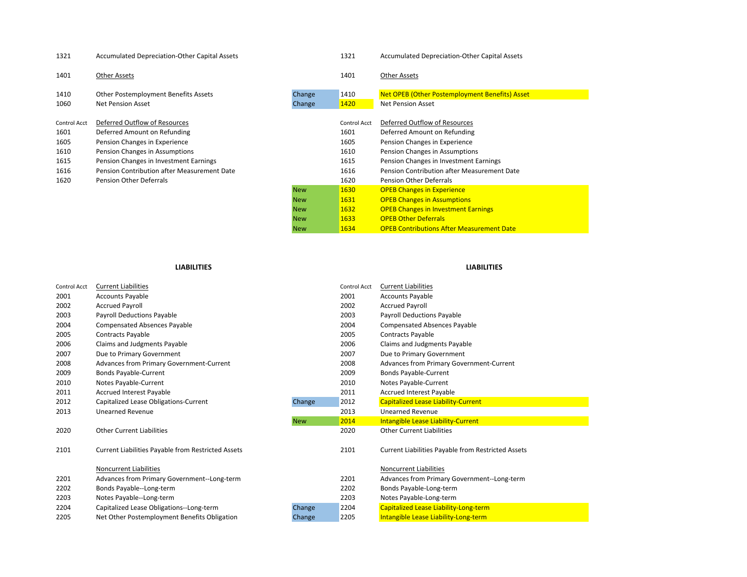| | | Status | | |
|---|---|---|---|---|
| 1321 | Accumulated Depreciation-Other Capital Assets | | 1321 | Accumulated Depreciation-Other Capital Assets |
| 1401 | Other Assets | | 1401 | Other Assets |
| 1410 | Other Postemployment Benefits Assets | Change | 1410 | Net OPEB (Other Postemployment Benefits) Asset |
| 1060 | Net Pension Asset | Change | 1420 | Net Pension Asset |
| Control Acct | Deferred Outflow of Resources | | Control Acct | Deferred Outflow of Resources |
| 1601 | Deferred Amount on Refunding | | 1601 | Deferred Amount on Refunding |
| 1605 | Pension Changes in Experience | | 1605 | Pension Changes in Experience |
| 1610 | Pension Changes in Assumptions | | 1610 | Pension Changes in Assumptions |
| 1615 | Pension Changes in Investment Earnings | | 1615 | Pension Changes in Investment Earnings |
| 1616 | Pension Contribution after Measurement Date | | 1616 | Pension Contribution after Measurement Date |
| 1620 | Pension Other Deferrals | | 1620 | Pension Other Deferrals |
| | | New | 1630 | OPEB Changes in Experience |
| | | New | 1631 | OPEB Changes in Assumptions |
| | | New | 1632 | OPEB Changes in Investment Earnings |
| | | New | 1633 | OPEB Other Deferrals |
| | | New | 1634 | OPEB Contributions After Measurement Date |

**LIABILITIES** | **LIABILITIES**

| | | Status | | |
|---|---|---|---|---|
| Control Acct | Current Liabilities | | Control Acct | Current Liabilities |
| 2001 | Accounts Payable | | 2001 | Accounts Payable |
| 2002 | Accrued Payroll | | 2002 | Accrued Payroll |
| 2003 | Payroll Deductions Payable | | 2003 | Payroll Deductions Payable |
| 2004 | Compensated Absences Payable | | 2004 | Compensated Absences Payable |
| 2005 | Contracts Payable | | 2005 | Contracts Payable |
| 2006 | Claims and Judgments Payable | | 2006 | Claims and Judgments Payable |
| 2007 | Due to Primary Government | | 2007 | Due to Primary Government |
| 2008 | Advances from Primary Government-Current | | 2008 | Advances from Primary Government-Current |
| 2009 | Bonds Payable-Current | | 2009 | Bonds Payable-Current |
| 2010 | Notes Payable-Current | | 2010 | Notes Payable-Current |
| 2011 | Accrued Interest Payable | | 2011 | Accrued Interest Payable |
| 2012 | Capitalized Lease Obligations-Current | Change | 2012 | Capitalized Lease Liability-Current |
| 2013 | Unearned Revenue | | 2013 | Unearned Revenue |
| | | New | 2014 | Intangible Lease Liability-Current |
| 2020 | Other Current Liabilities | | 2020 | Other Current Liabilities |
| 2101 | Current Liabilities Payable from Restricted Assets | | 2101 | Current Liabilities Payable from Restricted Assets |
| | Noncurrent Liabilities | | | Noncurrent Liabilities |
| 2201 | Advances from Primary Government--Long-term | | 2201 | Advances from Primary Government--Long-term |
| 2202 | Bonds Payable--Long-term | | 2202 | Bonds Payable-Long-term |
| 2203 | Notes Payable--Long-term | | 2203 | Notes Payable-Long-term |
| 2204 | Capitalized Lease Obligations--Long-term | Change | 2204 | Capitalized Lease Liability-Long-term |
| 2205 | Net Other Postemployment Benefits Obligation | Change | 2205 | Intangible Lease Liability-Long-term |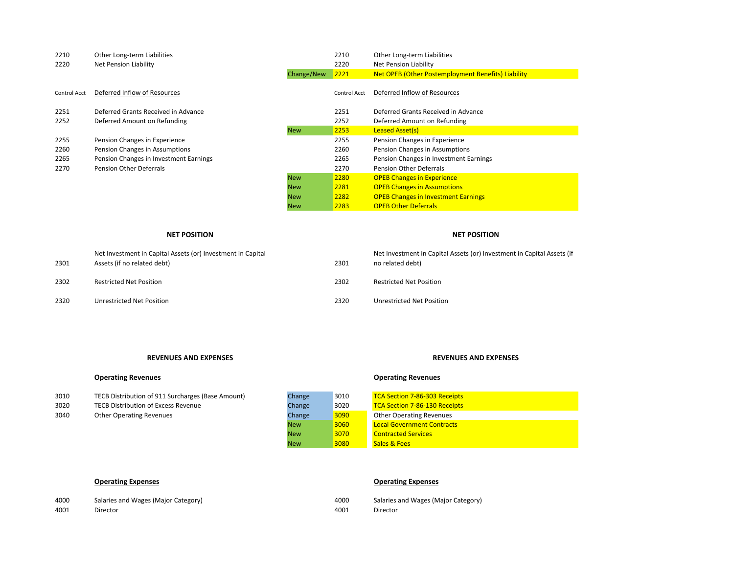| Acct | Description | Status | Acct | Description |
|---|---|---|---|---|
| 2210 | Other Long-term Liabilities | | 2210 | Other Long-term Liabilities |
| 2220 | Net Pension Liability | | 2220 | Net Pension Liability |
| | | Change/New | 2221 | Net OPEB (Other Postemployment Benefits) Liability |
| Control Acct | Deferred Inflow of Resources | | Control Acct | Deferred Inflow of Resources |
| 2251 | Deferred Grants Received in Advance | | 2251 | Deferred Grants Received in Advance |
| 2252 | Deferred Amount on Refunding | | 2252 | Deferred Amount on Refunding |
| | | New | 2253 | Leased Asset(s) |
| 2255 | Pension Changes in Experience | | 2255 | Pension Changes in Experience |
| 2260 | Pension Changes in Assumptions | | 2260 | Pension Changes in Assumptions |
| 2265 | Pension Changes in Investment Earnings | | 2265 | Pension Changes in Investment Earnings |
| 2270 | Pension Other Deferrals | | 2270 | Pension Other Deferrals |
| | | New | 2280 | OPEB Changes in Experience |
| | | New | 2281 | OPEB Changes in Assumptions |
| | | New | 2282 | OPEB Changes in Investment Earnings |
| | | New | 2283 | OPEB Other Deferrals |

| Acct | NET POSITION | Status | Acct | NET POSITION |
|---|---|---|---|---|
| 2301 | Net Investment in Capital Assets (or) Investment in Capital Assets (if no related debt) | | 2301 | Net Investment in Capital Assets (or) Investment in Capital Assets (if no related debt) |
| 2302 | Restricted Net Position | | 2302 | Restricted Net Position |
| 2320 | Unrestricted Net Position | | 2320 | Unrestricted Net Position |

| Acct | REVENUES AND EXPENSES | Status | Acct | REVENUES AND EXPENSES |
|---|---|---|---|---|
| | **Operating Revenues** | | | **Operating Revenues** |
| 3010 | TECB Distribution of 911 Surcharges (Base Amount) | Change | 3010 | TCA Section 7-86-303 Receipts |
| 3020 | TECB Distribution of Excess Revenue | Change | 3020 | TCA Section 7-86-130 Receipts |
| 3040 | Other Operating Revenues | Change | 3090 | Other Operating Revenues |
| | | New | 3060 | Local Government Contracts |
| | | New | 3070 | Contracted Services |
| | | New | 3080 | Sales & Fees |
| | **Operating Expenses** | | | **Operating Expenses** |
| 4000 | Salaries and Wages (Major Category) | | 4000 | Salaries and Wages (Major Category) |
| 4001 | Director | | 4001 | Director |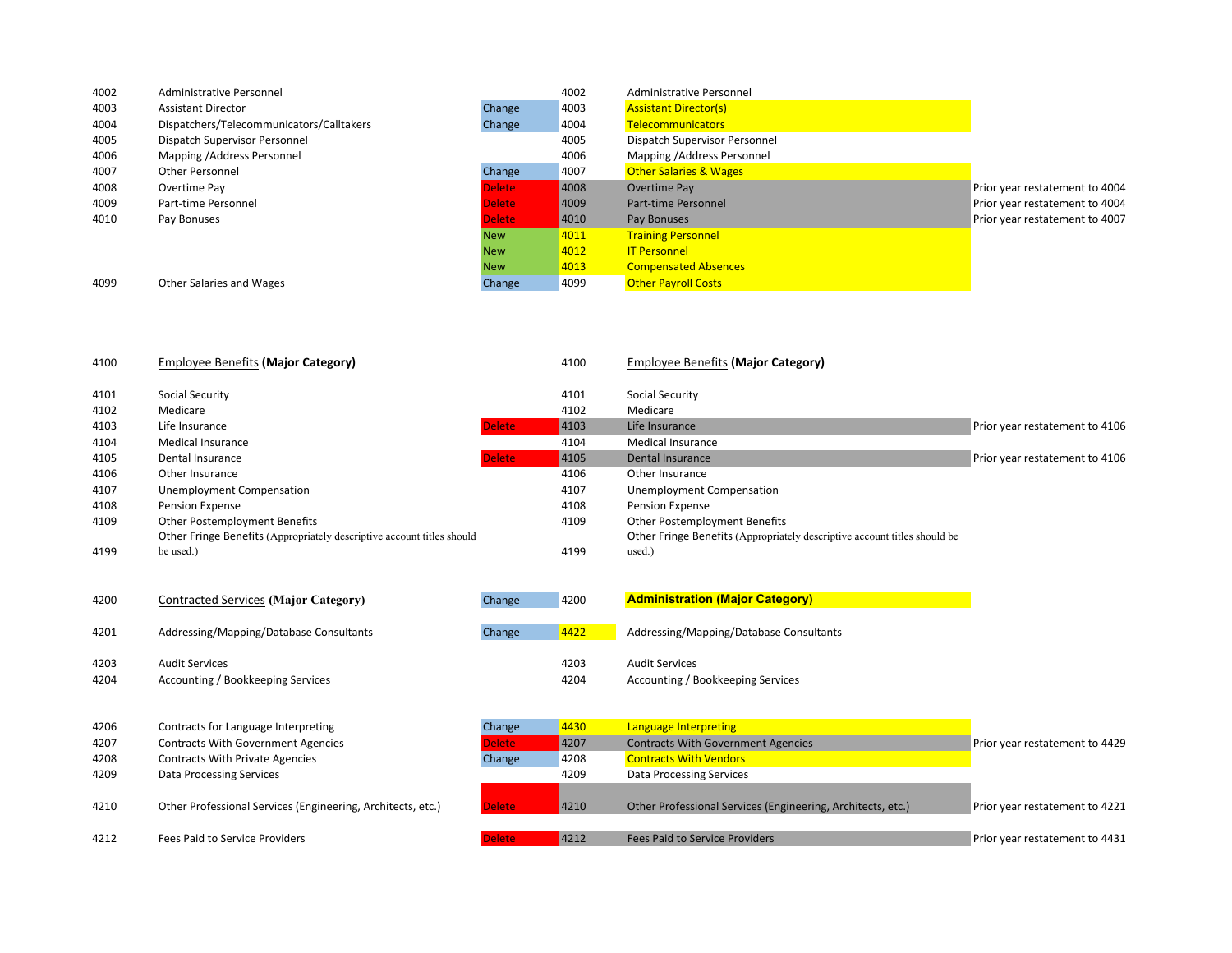| Old Code | Old Account Title | Action | New Code | New Account Title | Notes |
|---|---|---|---|---|---|
| 4002 | Administrative Personnel | | 4002 | Administrative Personnel | |
| 4003 | Assistant Director | Change | 4003 | Assistant Director(s) | |
| 4004 | Dispatchers/Telecommunicators/Calltakers | Change | 4004 | Telecommunicators | |
| 4005 | Dispatch Supervisor Personnel | | 4005 | Dispatch Supervisor Personnel | |
| 4006 | Mapping /Address Personnel | | 4006 | Mapping /Address Personnel | |
| 4007 | Other Personnel | Change | 4007 | Other Salaries & Wages | |
| 4008 | Overtime Pay | Delete | 4008 | Overtime Pay | Prior year restatement to 4004 |
| 4009 | Part-time Personnel | Delete | 4009 | Part-time Personnel | Prior year restatement to 4004 |
| 4010 | Pay Bonuses | Delete | 4010 | Pay Bonuses | Prior year restatement to 4007 |
| | | New | 4011 | Training Personnel | |
| | | New | 4012 | IT Personnel | |
| | | New | 4013 | Compensated Absences | |
| 4099 | Other Salaries and Wages | Change | 4099 | Other Payroll Costs | |
| | | | | | |
| 4100 | Employee Benefits **(Major Category)** | | 4100 | Employee Benefits **(Major Category)** | |
| 4101 | Social Security | | 4101 | Social Security | |
| 4102 | Medicare | | 4102 | Medicare | |
| 4103 | Life Insurance | Delete | 4103 | Life Insurance | Prior year restatement to 4106 |
| 4104 | Medical Insurance | | 4104 | Medical Insurance | |
| 4105 | Dental Insurance | Delete | 4105 | Dental Insurance | Prior year restatement to 4106 |
| 4106 | Other Insurance | | 4106 | Other Insurance | |
| 4107 | Unemployment Compensation | | 4107 | Unemployment Compensation | |
| 4108 | Pension Expense | | 4108 | Pension Expense | |
| 4109 | Other Postemployment Benefits | | 4109 | Other Postemployment Benefits | |
| 4199 | Other Fringe Benefits (Appropriately descriptive account titles should be used.) | | 4199 | Other Fringe Benefits (Appropriately descriptive account titles should be used.) | |
| | | | | | |
| 4200 | Contracted Services **(Major Category)** | Change | 4200 | **Administration (Major Category)** | |
| 4201 | Addressing/Mapping/Database Consultants | Change | 4422 | Addressing/Mapping/Database Consultants | |
| 4203 | Audit Services | | 4203 | Audit Services | |
| 4204 | Accounting / Bookkeeping Services | | 4204 | Accounting / Bookkeeping Services | |
| 4206 | Contracts for Language Interpreting | Change | 4430 | Language Interpreting | |
| 4207 | Contracts With Government Agencies | Delete | 4207 | Contracts With Government Agencies | Prior year restatement to 4429 |
| 4208 | Contracts With Private Agencies | Change | 4208 | Contracts With Vendors | |
| 4209 | Data Processing Services | | 4209 | Data Processing Services | |
| 4210 | Other Professional Services (Engineering, Architects, etc.) | Delete | 4210 | Other Professional Services (Engineering, Architects, etc.) | Prior year restatement to 4221 |
| 4212 | Fees Paid to Service Providers | Delete | 4212 | Fees Paid to Service Providers | Prior year restatement to 4431 |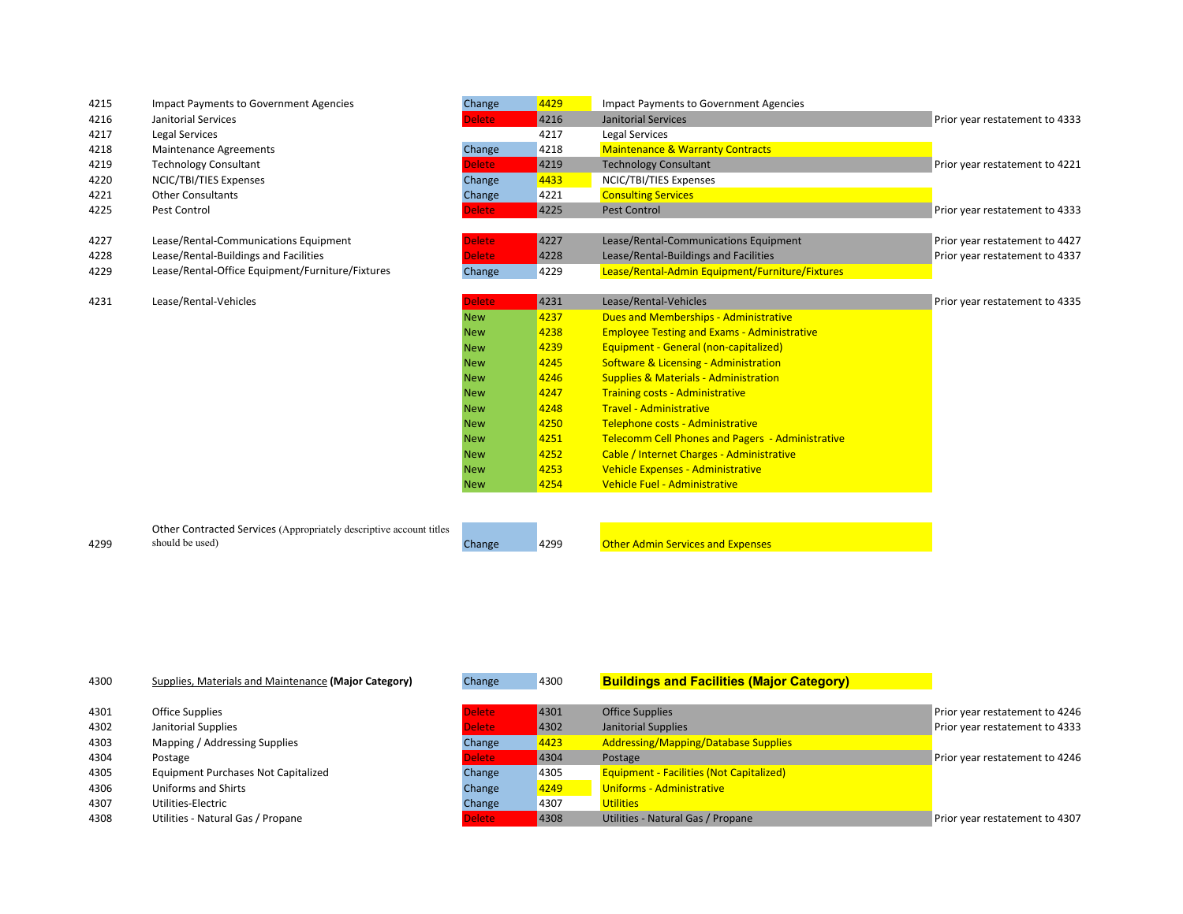| | | | | | |
|---|---|---|---|---|---|
| 4215 | Impact Payments to Government Agencies | Change | 4429 | Impact Payments to Government Agencies | |
| 4216 | Janitorial Services | Delete | 4216 | Janitorial Services | Prior year restatement to 4333 |
| 4217 | Legal Services | | 4217 | Legal Services | |
| 4218 | Maintenance Agreements | Change | 4218 | Maintenance & Warranty Contracts | |
| 4219 | Technology Consultant | Delete | 4219 | Technology Consultant | Prior year restatement to 4221 |
| 4220 | NCIC/TBI/TIES Expenses | Change | 4433 | NCIC/TBI/TIES Expenses | |
| 4221 | Other Consultants | Change | 4221 | Consulting Services | |
| 4225 | Pest Control | Delete | 4225 | Pest Control | Prior year restatement to 4333 |
| 4227 | Lease/Rental-Communications Equipment | Delete | 4227 | Lease/Rental-Communications Equipment | Prior year restatement to 4427 |
| 4228 | Lease/Rental-Buildings and Facilities | Delete | 4228 | Lease/Rental-Buildings and Facilities | Prior year restatement to 4337 |
| 4229 | Lease/Rental-Office Equipment/Furniture/Fixtures | Change | 4229 | Lease/Rental-Admin Equipment/Furniture/Fixtures | |
| 4231 | Lease/Rental-Vehicles | Delete | 4231 | Lease/Rental-Vehicles | Prior year restatement to 4335 |
| | | New | 4237 | Dues and Memberships - Administrative | |
| | | New | 4238 | Employee Testing and Exams - Administrative | |
| | | New | 4239 | Equipment - General (non-capitalized) | |
| | | New | 4245 | Software & Licensing - Administration | |
| | | New | 4246 | Supplies & Materials - Administration | |
| | | New | 4247 | Training costs - Administrative | |
| | | New | 4248 | Travel - Administrative | |
| | | New | 4250 | Telephone costs - Administrative | |
| | | New | 4251 | Telecomm Cell Phones and Pagers - Administrative | |
| | | New | 4252 | Cable / Internet Charges - Administrative | |
| | | New | 4253 | Vehicle Expenses - Administrative | |
| | | New | 4254 | Vehicle Fuel - Administrative | |
| 4299 | Other Contracted Services (Appropriately descriptive account titles should be used) | Change | 4299 | Other Admin Services and Expenses | |
| 4300 | Supplies, Materials and Maintenance **(Major Category)** | Change | 4300 | **Buildings and Facilities (Major Category)** | |
| 4301 | Office Supplies | Delete | 4301 | Office Supplies | Prior year restatement to 4246 |
| 4302 | Janitorial Supplies | Delete | 4302 | Janitorial Supplies | Prior year restatement to 4333 |
| 4303 | Mapping / Addressing Supplies | Change | 4423 | Addressing/Mapping/Database Supplies | |
| 4304 | Postage | Delete | 4304 | Postage | Prior year restatement to 4246 |
| 4305 | Equipment Purchases Not Capitalized | Change | 4305 | Equipment - Facilities (Not Capitalized) | |
| 4306 | Uniforms and Shirts | Change | 4249 | Uniforms - Administrative | |
| 4307 | Utilities-Electric | Change | 4307 | Utilities | |
| 4308 | Utilities - Natural Gas / Propane | Delete | 4308 | Utilities - Natural Gas / Propane | Prior year restatement to 4307 |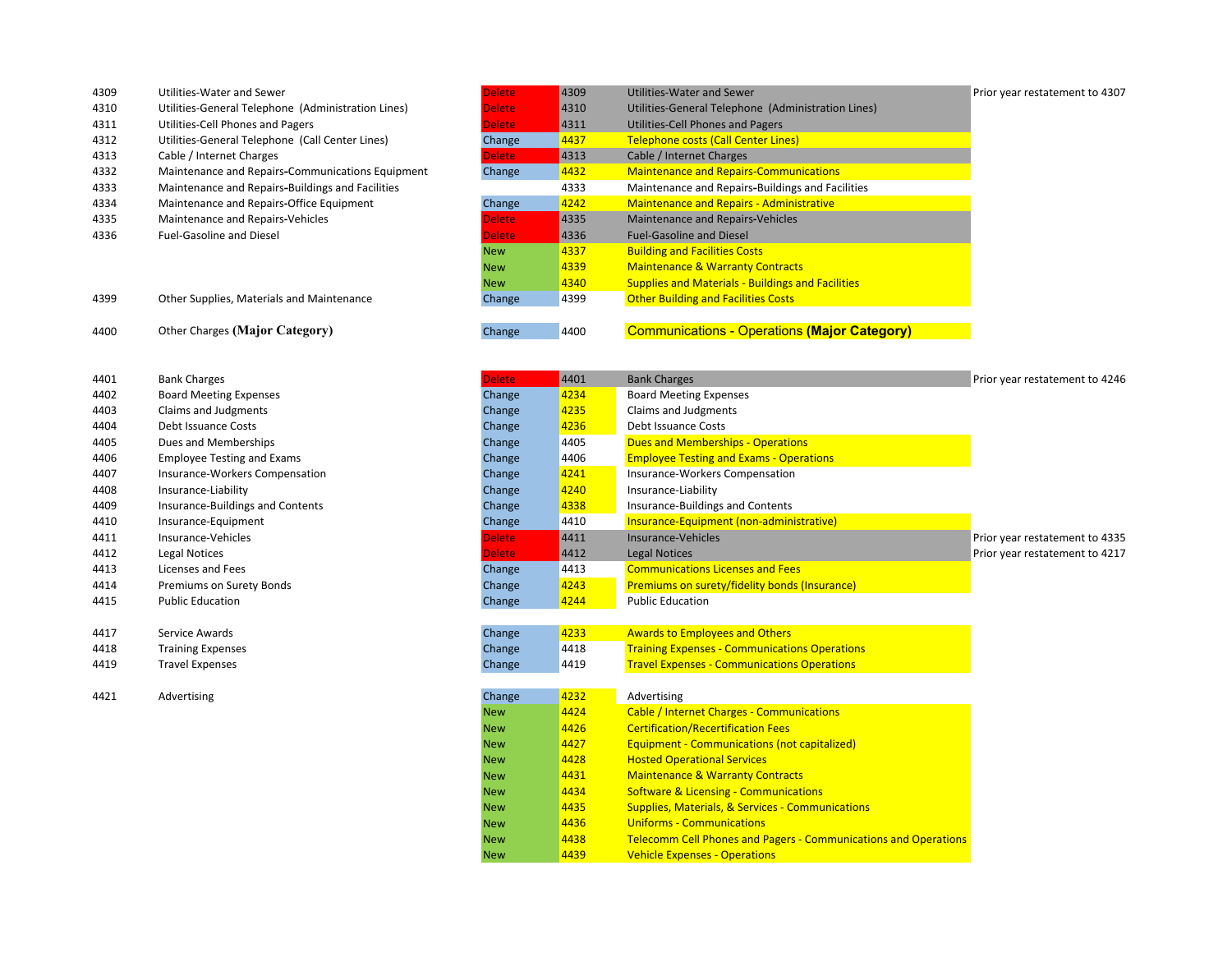| Old Code | Old Description | Action | New Code | New Description | Notes |
|---|---|---|---|---|---|
| 4309 | Utilities-Water and Sewer | Delete | 4309 | Utilities-Water and Sewer | Prior year restatement to 4307 |
| 4310 | Utilities-General Telephone (Administration Lines) | Delete | 4310 | Utilities-General Telephone (Administration Lines) | |
| 4311 | Utilities-Cell Phones and Pagers | Delete | 4311 | Utilities-Cell Phones and Pagers | |
| 4312 | Utilities-General Telephone (Call Center Lines) | Change | 4437 | Telephone costs (Call Center Lines) | |
| 4313 | Cable / Internet Charges | Delete | 4313 | Cable / Internet Charges | |
| 4332 | Maintenance and Repairs-Communications Equipment | Change | 4432 | Maintenance and Repairs-Communications | |
| 4333 | Maintenance and Repairs-Buildings and Facilities | | 4333 | Maintenance and Repairs-Buildings and Facilities | |
| 4334 | Maintenance and Repairs-Office Equipment | Change | 4242 | Maintenance and Repairs - Administrative | |
| 4335 | Maintenance and Repairs-Vehicles | Delete | 4335 | Maintenance and Repairs-Vehicles | |
| 4336 | Fuel-Gasoline and Diesel | Delete | 4336 | Fuel-Gasoline and Diesel | |
| | | New | 4337 | Building and Facilities Costs | |
| | | New | 4339 | Maintenance & Warranty Contracts | |
| | | New | 4340 | Supplies and Materials - Buildings and Facilities | |
| 4399 | Other Supplies, Materials and Maintenance | Change | 4399 | Other Building and Facilities Costs | |
| 4400 | Other Charges **(Major Category)** | Change | 4400 | Communications - Operations **(Major Category)** | |
| 4401 | Bank Charges | Delete | 4401 | Bank Charges | Prior year restatement to 4246 |
| 4402 | Board Meeting Expenses | Change | 4234 | Board Meeting Expenses | |
| 4403 | Claims and Judgments | Change | 4235 | Claims and Judgments | |
| 4404 | Debt Issuance Costs | Change | 4236 | Debt Issuance Costs | |
| 4405 | Dues and Memberships | Change | 4405 | Dues and Memberships - Operations | |
| 4406 | Employee Testing and Exams | Change | 4406 | Employee Testing and Exams - Operations | |
| 4407 | Insurance-Workers Compensation | Change | 4241 | Insurance-Workers Compensation | |
| 4408 | Insurance-Liability | Change | 4240 | Insurance-Liability | |
| 4409 | Insurance-Buildings and Contents | Change | 4338 | Insurance-Buildings and Contents | |
| 4410 | Insurance-Equipment | Change | 4410 | Insurance-Equipment (non-administrative) | |
| 4411 | Insurance-Vehicles | Delete | 4411 | Insurance-Vehicles | Prior year restatement to 4335 |
| 4412 | Legal Notices | Delete | 4412 | Legal Notices | Prior year restatement to 4217 |
| 4413 | Licenses and Fees | Change | 4413 | Communications Licenses and Fees | |
| 4414 | Premiums on Surety Bonds | Change | 4243 | Premiums on surety/fidelity bonds (Insurance) | |
| 4415 | Public Education | Change | 4244 | Public Education | |
| 4417 | Service Awards | Change | 4233 | Awards to Employees and Others | |
| 4418 | Training Expenses | Change | 4418 | Training Expenses - Communications Operations | |
| 4419 | Travel Expenses | Change | 4419 | Travel Expenses - Communications Operations | |
| 4421 | Advertising | Change | 4232 | Advertising | |
| | | New | 4424 | Cable / Internet Charges - Communications | |
| | | New | 4426 | Certification/Recertification Fees | |
| | | New | 4427 | Equipment - Communications (not capitalized) | |
| | | New | 4428 | Hosted Operational Services | |
| | | New | 4431 | Maintenance & Warranty Contracts | |
| | | New | 4434 | Software & Licensing - Communications | |
| | | New | 4435 | Supplies, Materials, & Services - Communications | |
| | | New | 4436 | Uniforms - Communications | |
| | | New | 4438 | Telecomm Cell Phones and Pagers - Communications and Operations | |
| | | New | 4439 | Vehicle Expenses - Operations | |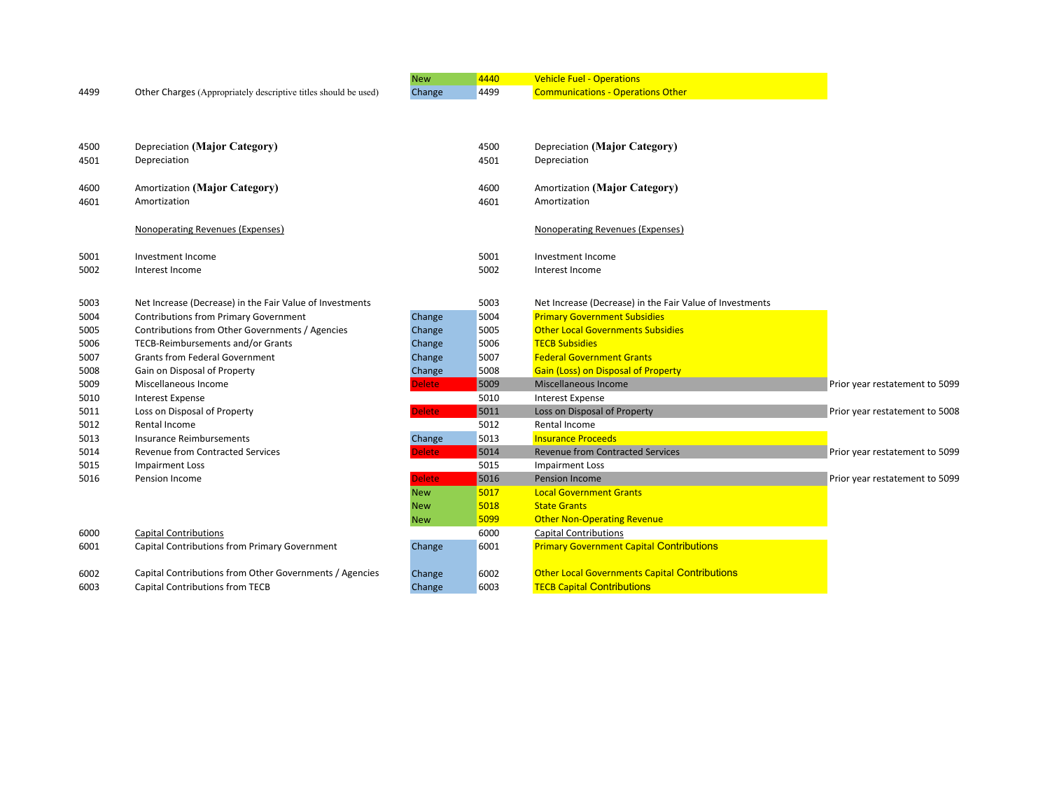| | | | | | |
|---|---|---|---|---|---|
| | | New | 4440 | Vehicle Fuel - Operations | |
| 4499 | Other Charges (Appropriately descriptive titles should be used) | Change | 4499 | Communications - Operations Other | |
| 4500 | Depreciation **(Major Category)** | | 4500 | Depreciation **(Major Category)** | |
| 4501 | Depreciation | | 4501 | Depreciation | |
| 4600 | Amortization **(Major Category)** | | 4600 | Amortization **(Major Category)** | |
| 4601 | Amortization | | 4601 | Amortization | |
| | Nonoperating Revenues (Expenses) | | | Nonoperating Revenues (Expenses) | |
| 5001 | Investment Income | | 5001 | Investment Income | |
| 5002 | Interest Income | | 5002 | Interest Income | |
| 5003 | Net Increase (Decrease) in the Fair Value of Investments | | 5003 | Net Increase (Decrease) in the Fair Value of Investments | |
| 5004 | Contributions from Primary Government | Change | 5004 | Primary Government Subsidies | |
| 5005 | Contributions from Other Governments / Agencies | Change | 5005 | Other Local Governments Subsidies | |
| 5006 | TECB-Reimbursements and/or Grants | Change | 5006 | TECB Subsidies | |
| 5007 | Grants from Federal Government | Change | 5007 | Federal Government Grants | |
| 5008 | Gain on Disposal of Property | Change | 5008 | Gain (Loss) on Disposal of Property | |
| 5009 | Miscellaneous Income | Delete | 5009 | Miscellaneous Income | Prior year restatement to 5099 |
| 5010 | Interest Expense | | 5010 | Interest Expense | |
| 5011 | Loss on Disposal of Property | Delete | 5011 | Loss on Disposal of Property | Prior year restatement to 5008 |
| 5012 | Rental Income | | 5012 | Rental Income | |
| 5013 | Insurance Reimbursements | Change | 5013 | Insurance Proceeds | |
| 5014 | Revenue from Contracted Services | Delete | 5014 | Revenue from Contracted Services | Prior year restatement to 5099 |
| 5015 | Impairment Loss | | 5015 | Impairment Loss | |
| 5016 | Pension Income | Delete | 5016 | Pension Income | Prior year restatement to 5099 |
| | | New | 5017 | Local Government Grants | |
| | | New | 5018 | State Grants | |
| | | New | 5099 | Other Non-Operating Revenue | |
| 6000 | Capital Contributions | | 6000 | Capital Contributions | |
| 6001 | Capital Contributions from Primary Government | Change | 6001 | Primary Government Capital Contributions | |
| 6002 | Capital Contributions from Other Governments / Agencies | Change | 6002 | Other Local Governments Capital Contributions | |
| 6003 | Capital Contributions from TECB | Change | 6003 | TECB Capital Contributions | |